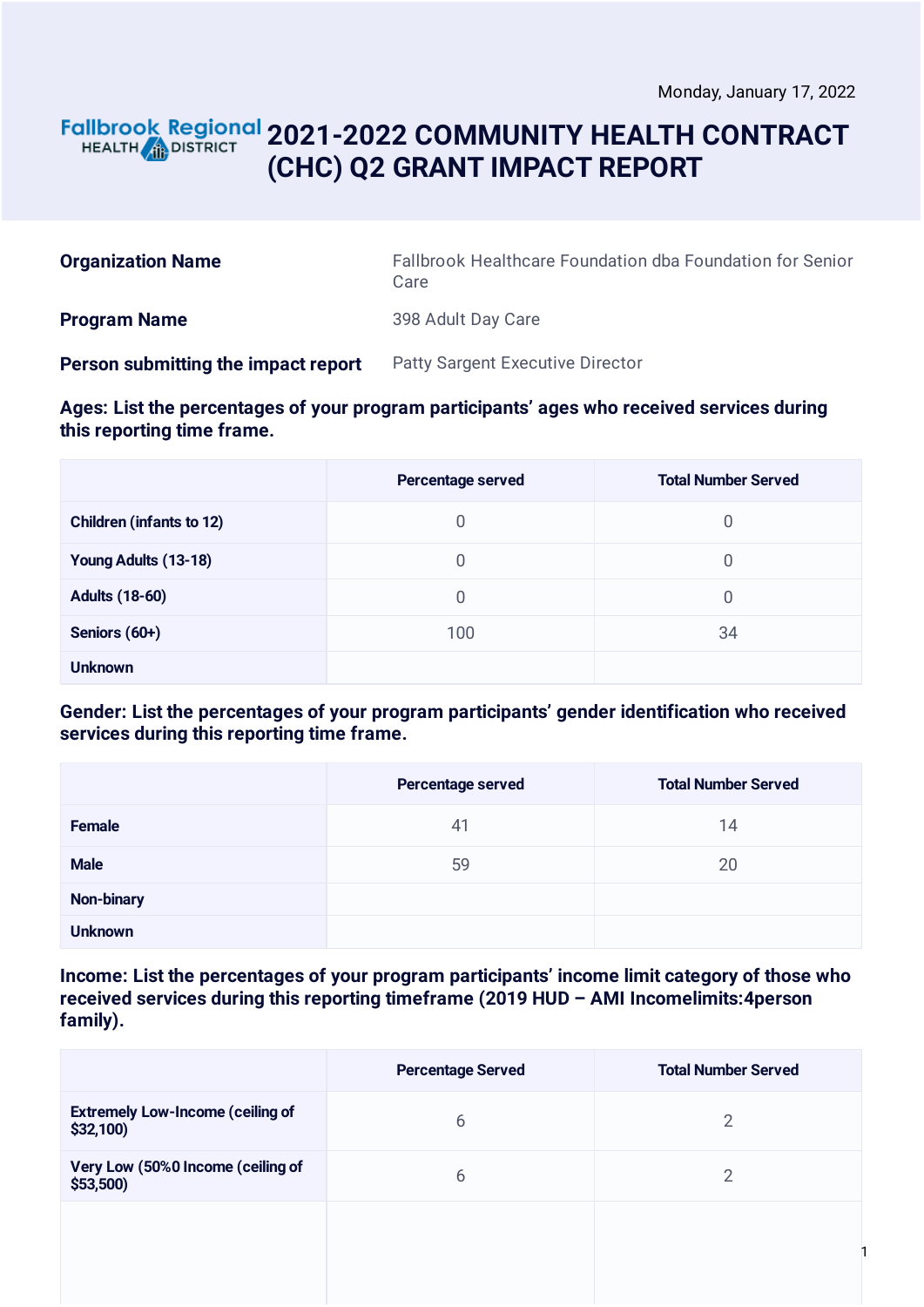Monday, January 17, 2022

# 2021-2022 COMMUNITY HEALTH CONTRACT (CHC) Q2 GRANT IMPACT REPORT

| | |
|---|---|
| **Organization Name** | Fallbrook Healthcare Foundation dba Foundation for Senior Care |
| **Program Name** | 398 Adult Day Care |
| **Person submitting the impact report** | Patty Sargent Executive Director |

**Ages: List the percentages of your program participants' ages who received services during this reporting time frame.**

| | Percentage served | Total Number Served |
|---|---|---|
| **Children (infants to 12)** | 0 | 0 |
| **Young Adults (13-18)** | 0 | 0 |
| **Adults (18-60)** | 0 | 0 |
| **Seniors (60+)** | 100 | 34 |
| **Unknown** | | |

**Gender: List the percentages of your program participants' gender identification who received services during this reporting time frame.**

| | Percentage served | Total Number Served |
|---|---|---|
| **Female** | 41 | 14 |
| **Male** | 59 | 20 |
| **Non-binary** | | |
| **Unknown** | | |

**Income: List the percentages of your program participants' income limit category of those who received services during this reporting timeframe (2019 HUD – AMI Incomelimits:4person family).**

| | Percentage Served | Total Number Served |
|---|---|---|
| **Extremely Low-Income (ceiling of $32,100)** | 6 | 2 |
| **Very Low (50%0 Income (ceiling of $53,500)** | 6 | 2 |
| | | |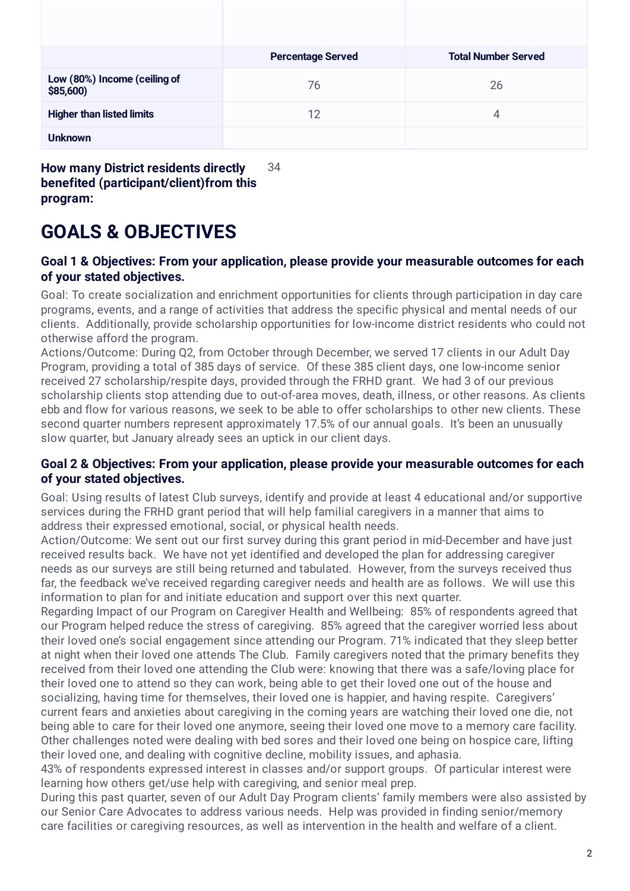| | Percentage Served | Total Number Served |
|---|---|---|
| **Low (80%) Income (ceiling of $85,600)** | 76 | 26 |
| **Higher than listed limits** | 12 | 4 |
| **Unknown** | | |

**How many District residents directly benefited (participant/client)from this program:** 34

# GOALS & OBJECTIVES

### Goal 1 & Objectives: From your application, please provide your measurable outcomes for each of your stated objectives.

Goal: To create socialization and enrichment opportunities for clients through participation in day care programs, events, and a range of activities that address the specific physical and mental needs of our clients. Additionally, provide scholarship opportunities for low-income district residents who could not otherwise afford the program.
Actions/Outcome: During Q2, from October through December, we served 17 clients in our Adult Day Program, providing a total of 385 days of service. Of these 385 client days, one low-income senior received 27 scholarship/respite days, provided through the FRHD grant. We had 3 of our previous scholarship clients stop attending due to out-of-area moves, death, illness, or other reasons. As clients ebb and flow for various reasons, we seek to be able to offer scholarships to other new clients. These second quarter numbers represent approximately 17.5% of our annual goals. It's been an unusually slow quarter, but January already sees an uptick in our client days.

### Goal 2 & Objectives: From your application, please provide your measurable outcomes for each of your stated objectives.

Goal: Using results of latest Club surveys, identify and provide at least 4 educational and/or supportive services during the FRHD grant period that will help familial caregivers in a manner that aims to address their expressed emotional, social, or physical health needs.
Action/Outcome: We sent out our first survey during this grant period in mid-December and have just received results back. We have not yet identified and developed the plan for addressing caregiver needs as our surveys are still being returned and tabulated. However, from the surveys received thus far, the feedback we've received regarding caregiver needs and health are as follows. We will use this information to plan for and initiate education and support over this next quarter.
Regarding Impact of our Program on Caregiver Health and Wellbeing: 85% of respondents agreed that our Program helped reduce the stress of caregiving. 85% agreed that the caregiver worried less about their loved one's social engagement since attending our Program. 71% indicated that they sleep better at night when their loved one attends The Club. Family caregivers noted that the primary benefits they received from their loved one attending the Club were: knowing that there was a safe/loving place for their loved one to attend so they can work, being able to get their loved one out of the house and socializing, having time for themselves, their loved one is happier, and having respite. Caregivers' current fears and anxieties about caregiving in the coming years are watching their loved one die, not being able to care for their loved one anymore, seeing their loved one move to a memory care facility. Other challenges noted were dealing with bed sores and their loved one being on hospice care, lifting their loved one, and dealing with cognitive decline, mobility issues, and aphasia.
43% of respondents expressed interest in classes and/or support groups. Of particular interest were learning how others get/use help with caregiving, and senior meal prep.
During this past quarter, seven of our Adult Day Program clients' family members were also assisted by our Senior Care Advocates to address various needs. Help was provided in finding senior/memory care facilities or caregiving resources, as well as intervention in the health and welfare of a client.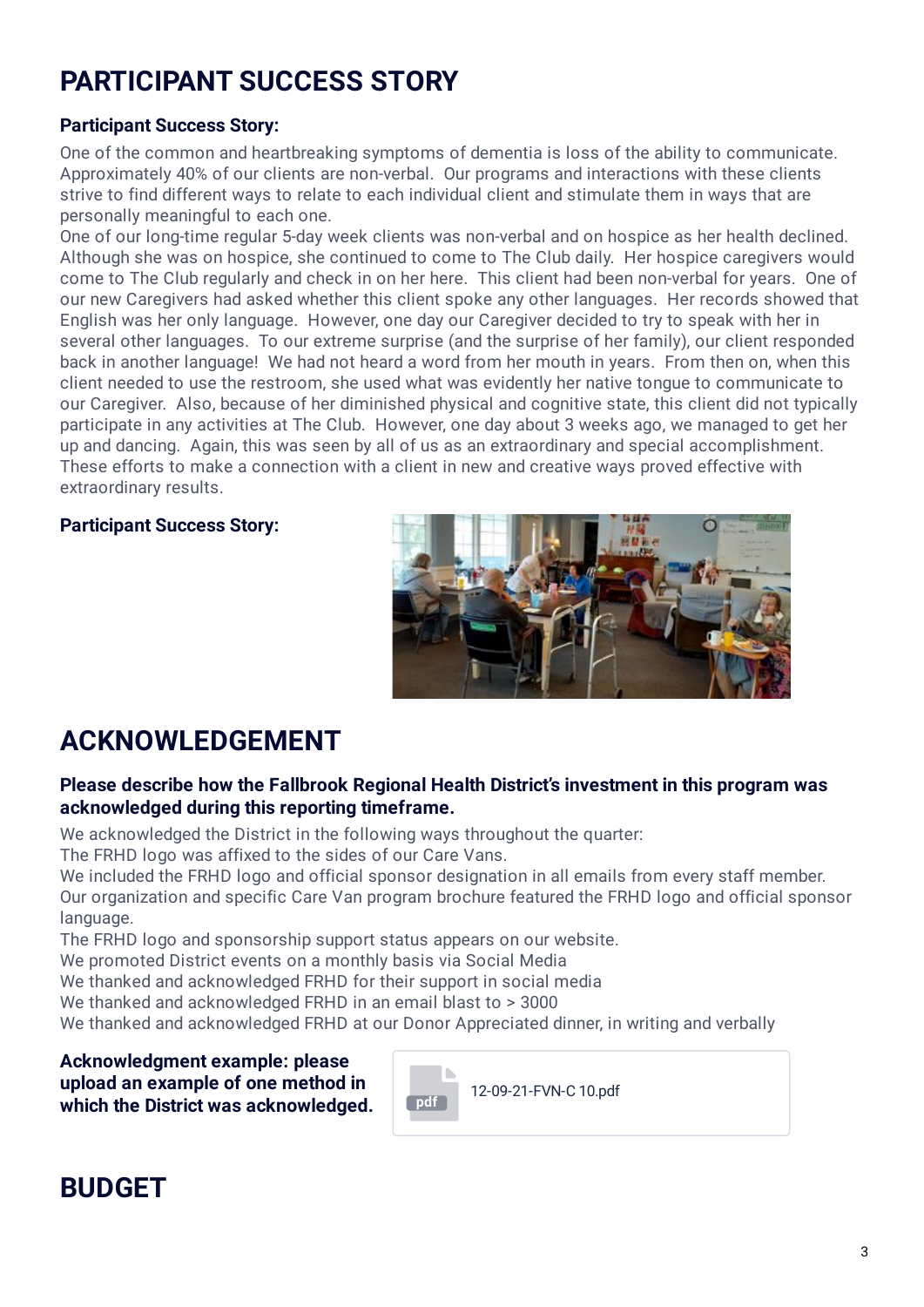# PARTICIPANT SUCCESS STORY

**Participant Success Story:**

One of the common and heartbreaking symptoms of dementia is loss of the ability to communicate. Approximately 40% of our clients are non-verbal. Our programs and interactions with these clients strive to find different ways to relate to each individual client and stimulate them in ways that are personally meaningful to each one.

One of our long-time regular 5-day week clients was non-verbal and on hospice as her health declined. Although she was on hospice, she continued to come to The Club daily. Her hospice caregivers would come to The Club regularly and check in on her here. This client had been non-verbal for years. One of our new Caregivers had asked whether this client spoke any other languages. Her records showed that English was her only language. However, one day our Caregiver decided to try to speak with her in several other languages. To our extreme surprise (and the surprise of her family), our client responded back in another language! We had not heard a word from her mouth in years. From then on, when this client needed to use the restroom, she used what was evidently her native tongue to communicate to our Caregiver. Also, because of her diminished physical and cognitive state, this client did not typically participate in any activities at The Club. However, one day about 3 weeks ago, we managed to get her up and dancing. Again, this was seen by all of us as an extraordinary and special accomplishment. These efforts to make a connection with a client in new and creative ways proved effective with extraordinary results.

**Participant Success Story:**

# ACKNOWLEDGEMENT

**Please describe how the Fallbrook Regional Health District's investment in this program was acknowledged during this reporting timeframe.**

We acknowledged the District in the following ways throughout the quarter:
The FRHD logo was affixed to the sides of our Care Vans.
We included the FRHD logo and official sponsor designation in all emails from every staff member.
Our organization and specific Care Van program brochure featured the FRHD logo and official sponsor language.
The FRHD logo and sponsorship support status appears on our website.
We promoted District events on a monthly basis via Social Media
We thanked and acknowledged FRHD for their support in social media
We thanked and acknowledged FRHD in an email blast to > 3000
We thanked and acknowledged FRHD at our Donor Appreciated dinner, in writing and verbally

**Acknowledgment example: please upload an example of one method in which the District was acknowledged.**

pdf 12-09-21-FVN-C 10.pdf

# BUDGET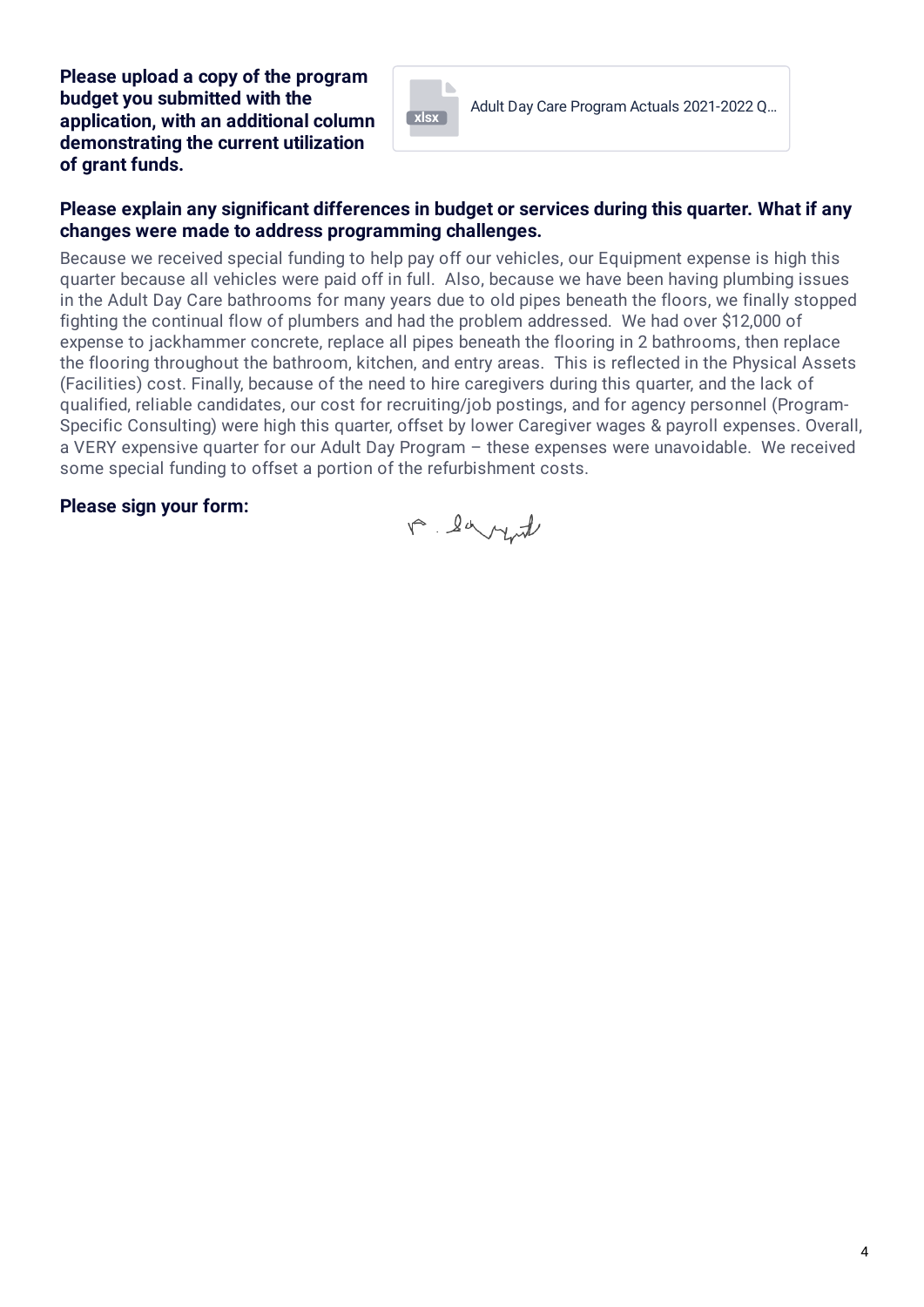**Please upload a copy of the program budget you submitted with the application, with an additional column demonstrating the current utilization of grant funds.**

Adult Day Care Program Actuals 2021-2022 Q...

**Please explain any significant differences in budget or services during this quarter. What if any changes were made to address programming challenges.**

Because we received special funding to help pay off our vehicles, our Equipment expense is high this quarter because all vehicles were paid off in full. Also, because we have been having plumbing issues in the Adult Day Care bathrooms for many years due to old pipes beneath the floors, we finally stopped fighting the continual flow of plumbers and had the problem addressed. We had over $12,000 of expense to jackhammer concrete, replace all pipes beneath the flooring in 2 bathrooms, then replace the flooring throughout the bathroom, kitchen, and entry areas. This is reflected in the Physical Assets (Facilities) cost. Finally, because of the need to hire caregivers during this quarter, and the lack of qualified, reliable candidates, our cost for recruiting/job postings, and for agency personnel (Program-Specific Consulting) were high this quarter, offset by lower Caregiver wages & payroll expenses. Overall, a VERY expensive quarter for our Adult Day Program – these expenses were unavoidable. We received some special funding to offset a portion of the refurbishment costs.

**Please sign your form:**